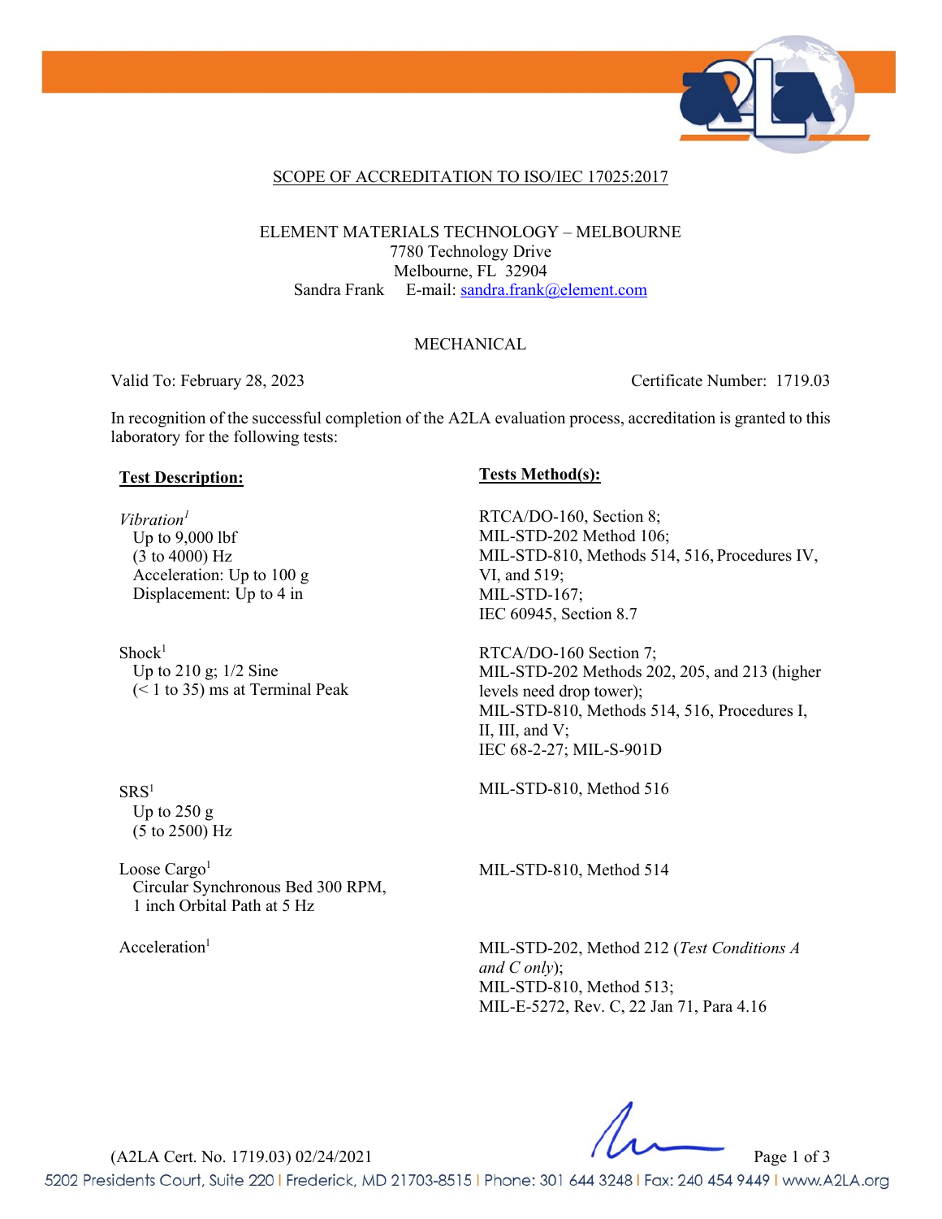## SCOPE OF ACCREDITATION TO ISO/IEC 17025:2017

ELEMENT MATERIALS TECHNOLOGY – MELBOURNE
7780 Technology Drive
Melbourne, FL 32904
Sandra Frank E-mail: sandra.frank@element.com

### MECHANICAL

Valid To: February 28, 2023 Certificate Number: 1719.03

In recognition of the successful completion of the A2LA evaluation process, accreditation is granted to this laboratory for the following tests:

| **Test Description:** | **Tests Method(s):** |
|---|---|
| *Vibration*[1]<br>Up to 9,000 lbf<br>(3 to 4000) Hz<br>Acceleration: Up to 100 g<br>Displacement: Up to 4 in | RTCA/DO-160, Section 8;<br>MIL-STD-202 Method 106;<br>MIL-STD-810, Methods 514, 516, Procedures IV, VI, and 519;<br>MIL-STD-167;<br>IEC 60945, Section 8.7 |
| Shock[1]<br>Up to 210 g; 1/2 Sine<br>(< 1 to 35) ms at Terminal Peak | RTCA/DO-160 Section 7;<br>MIL-STD-202 Methods 202, 205, and 213 (higher levels need drop tower);<br>MIL-STD-810, Methods 514, 516, Procedures I, II, III, and V;<br>IEC 68-2-27; MIL-S-901D |
| SRS[1]<br>Up to 250 g<br>(5 to 2500) Hz | MIL-STD-810, Method 516 |
| Loose Cargo[1]<br>Circular Synchronous Bed 300 RPM,<br>1 inch Orbital Path at 5 Hz | MIL-STD-810, Method 514 |
| Acceleration[1] | MIL-STD-202, Method 212 (*Test Conditions A and C only*);<br>MIL-STD-810, Method 513;<br>MIL-E-5272, Rev. C, 22 Jan 71, Para 4.16 |

(A2LA Cert. No. 1719.03) 02/24/2021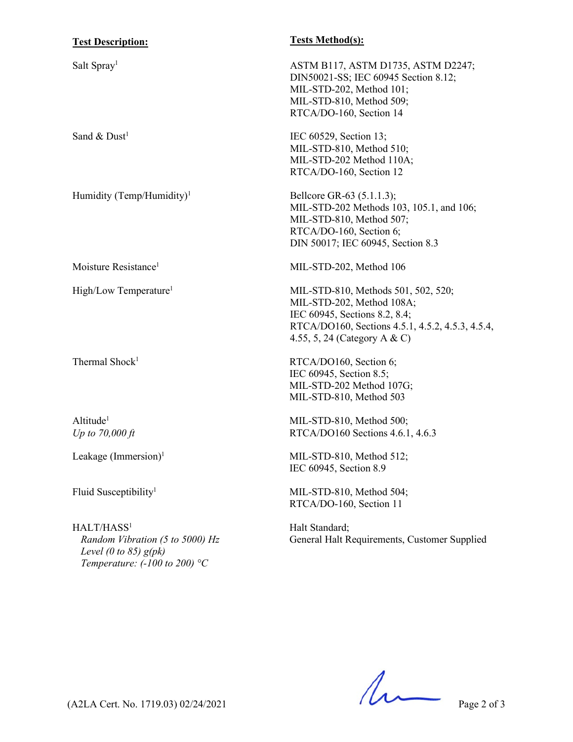| **Test Description:** | **Tests Method(s):** |
|---|---|
| Salt Spray[1] | ASTM B117, ASTM D1735, ASTM D2247; DIN50021-SS; IEC 60945 Section 8.12; MIL-STD-202, Method 101; MIL-STD-810, Method 509; RTCA/DO-160, Section 14 |
| Sand & Dust[1] | IEC 60529, Section 13; MIL-STD-810, Method 510; MIL-STD-202 Method 110A; RTCA/DO-160, Section 12 |
| Humidity (Temp/Humidity)[1] | Bellcore GR-63 (5.1.1.3); MIL-STD-202 Methods 103, 105.1, and 106; MIL-STD-810, Method 507; RTCA/DO-160, Section 6; DIN 50017; IEC 60945, Section 8.3 |
| Moisture Resistance[1] | MIL-STD-202, Method 106 |
| High/Low Temperature[1] | MIL-STD-810, Methods 501, 502, 520; MIL-STD-202, Method 108A; IEC 60945, Sections 8.2, 8.4; RTCA/DO160, Sections 4.5.1, 4.5.2, 4.5.3, 4.5.4, 4.55, 5, 24 (Category A & C) |
| Thermal Shock[1] | RTCA/DO160, Section 6; IEC 60945, Section 8.5; MIL-STD-202 Method 107G; MIL-STD-810, Method 503 |
| Altitude[1]<br>*Up to 70,000 ft* | MIL-STD-810, Method 500; RTCA/DO160 Sections 4.6.1, 4.6.3 |
| Leakage (Immersion)[1] | MIL-STD-810, Method 512; IEC 60945, Section 8.9 |
| Fluid Susceptibility[1] | MIL-STD-810, Method 504; RTCA/DO-160, Section 11 |
| HALT/HASS[1]<br>*Random Vibration (5 to 5000) Hz*<br>*Level (0 to 85) g(pk)*<br>*Temperature: (-100 to 200) °C* | Halt Standard; General Halt Requirements, Customer Supplied |

(A2LA Cert. No. 1719.03) 02/24/2021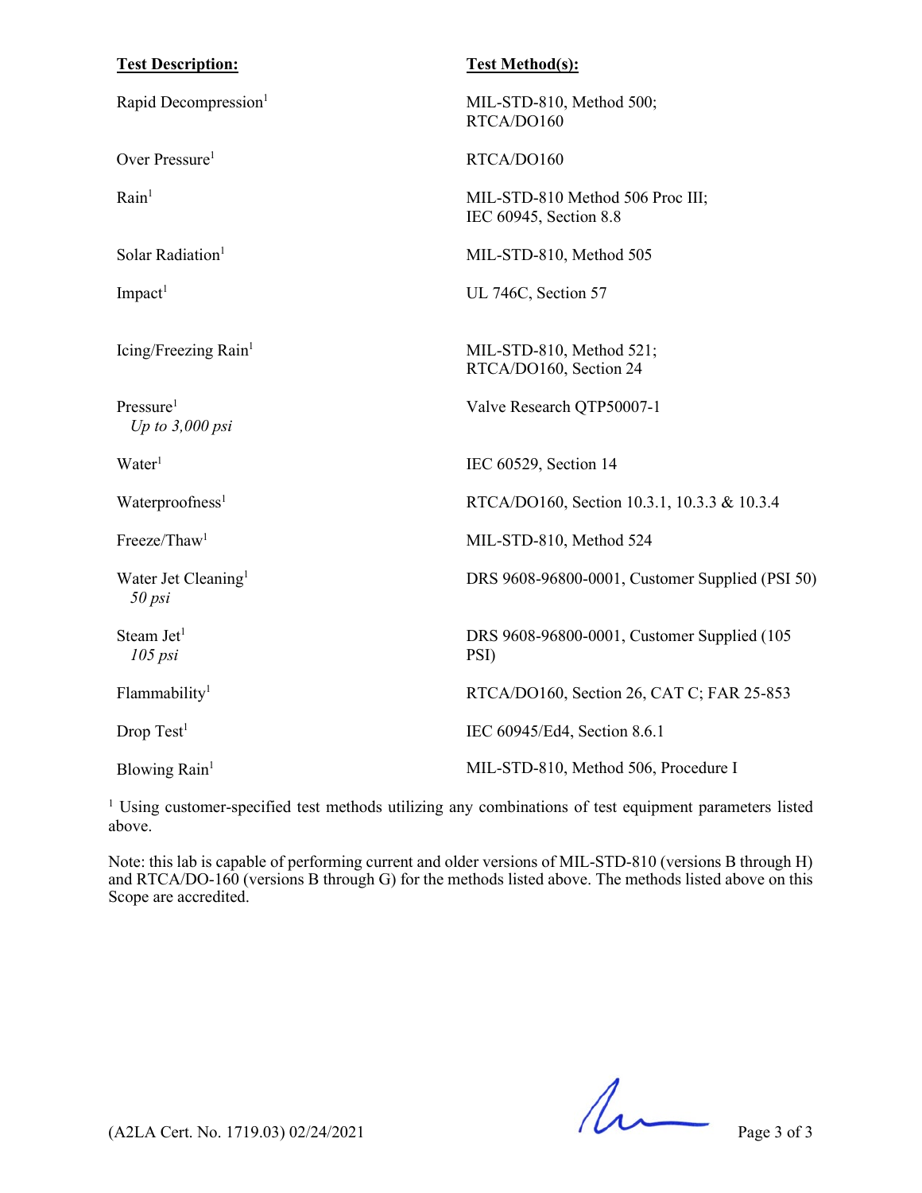| **Test Description:** | **Test Method(s):** |
|---|---|
| Rapid Decompression[1] | MIL-STD-810, Method 500; RTCA/DO160 |
| Over Pressure[1] | RTCA/DO160 |
| Rain[1] | MIL-STD-810 Method 506 Proc III; IEC 60945, Section 8.8 |
| Solar Radiation[1] | MIL-STD-810, Method 505 |
| Impact[1] | UL 746C, Section 57 |
| Icing/Freezing Rain[1] | MIL-STD-810, Method 521; RTCA/DO160, Section 24 |
| Pressure[1] *Up to 3,000 psi* | Valve Research QTP50007-1 |
| Water[1] | IEC 60529, Section 14 |
| Waterproofness[1] | RTCA/DO160, Section 10.3.1, 10.3.3 & 10.3.4 |
| Freeze/Thaw[1] | MIL-STD-810, Method 524 |
| Water Jet Cleaning[1] *50 psi* | DRS 9608-96800-0001, Customer Supplied (PSI 50) |
| Steam Jet[1] *105 psi* | DRS 9608-96800-0001, Customer Supplied (105 PSI) |
| Flammability[1] | RTCA/DO160, Section 26, CAT C; FAR 25-853 |
| Drop Test[1] | IEC 60945/Ed4, Section 8.6.1 |
| Blowing Rain[1] | MIL-STD-810, Method 506, Procedure I |

[1] Using customer-specified test methods utilizing any combinations of test equipment parameters listed above.

Note: this lab is capable of performing current and older versions of MIL-STD-810 (versions B through H) and RTCA/DO-160 (versions B through G) for the methods listed above. The methods listed above on this Scope are accredited.

(A2LA Cert. No. 1719.03) 02/24/2021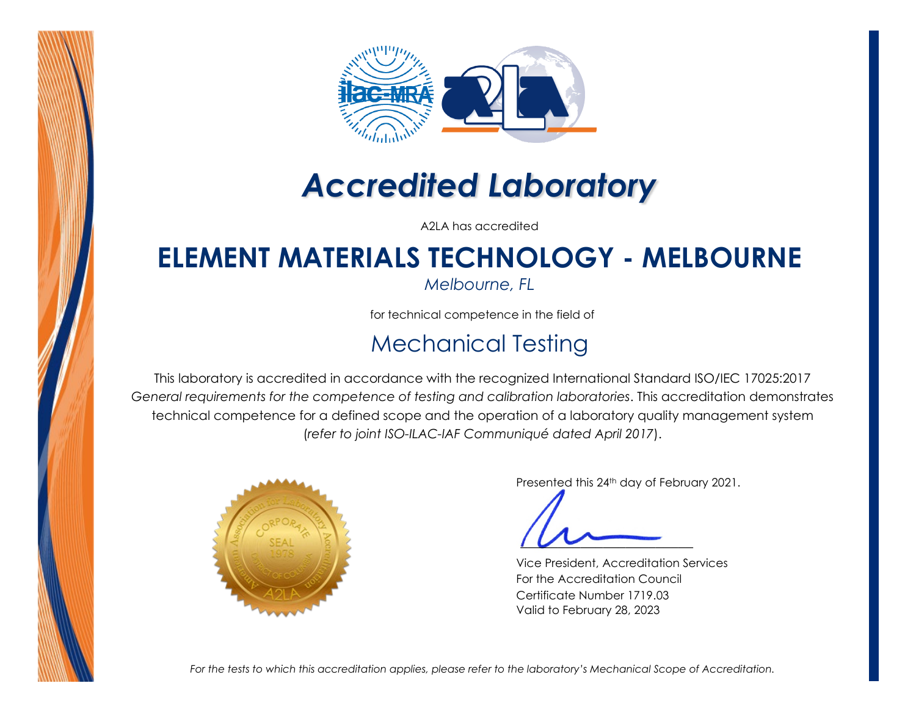# Accredited Laboratory

A2LA has accredited

## ELEMENT MATERIALS TECHNOLOGY - MELBOURNE

*Melbourne, FL*

for technical competence in the field of

## Mechanical Testing

This laboratory is accredited in accordance with the recognized International Standard ISO/IEC 17025:2017 *General requirements for the competence of testing and calibration laboratories*. This accreditation demonstrates technical competence for a defined scope and the operation of a laboratory quality management system (*refer to joint ISO-ILAC-IAF Communiqué dated April 2017*).

Presented this 24th day of February 2021.

_______________________________

Vice President, Accreditation Services
For the Accreditation Council
Certificate Number 1719.03
Valid to February 28, 2023

*For the tests to which this accreditation applies, please refer to the laboratory's Mechanical Scope of Accreditation.*